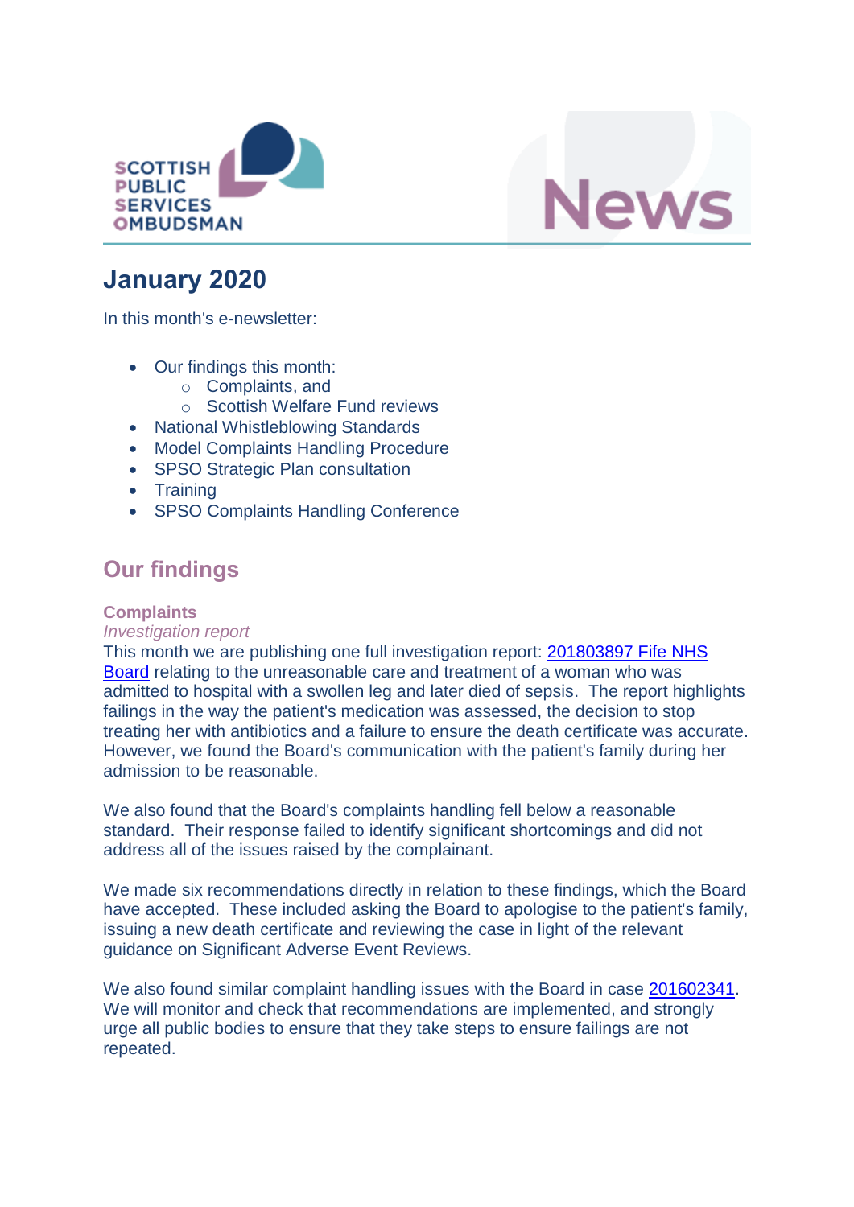SCOTTISH PUBLIC SERVICES OMBUDSMAN

News

# January 2020

In this month's e-newsletter:

- Our findings this month:
  - Complaints, and
  - Scottish Welfare Fund reviews
- National Whistleblowing Standards
- Model Complaints Handling Procedure
- SPSO Strategic Plan consultation
- Training
- SPSO Complaints Handling Conference

## Our findings

### Complaints

*Investigation report*

This month we are publishing one full investigation report: 201803897 Fife NHS Board relating to the unreasonable care and treatment of a woman who was admitted to hospital with a swollen leg and later died of sepsis. The report highlights failings in the way the patient's medication was assessed, the decision to stop treating her with antibiotics and a failure to ensure the death certificate was accurate. However, we found the Board's communication with the patient's family during her admission to be reasonable.

We also found that the Board's complaints handling fell below a reasonable standard. Their response failed to identify significant shortcomings and did not address all of the issues raised by the complainant.

We made six recommendations directly in relation to these findings, which the Board have accepted. These included asking the Board to apologise to the patient's family, issuing a new death certificate and reviewing the case in light of the relevant guidance on Significant Adverse Event Reviews.

We also found similar complaint handling issues with the Board in case 201602341. We will monitor and check that recommendations are implemented, and strongly urge all public bodies to ensure that they take steps to ensure failings are not repeated.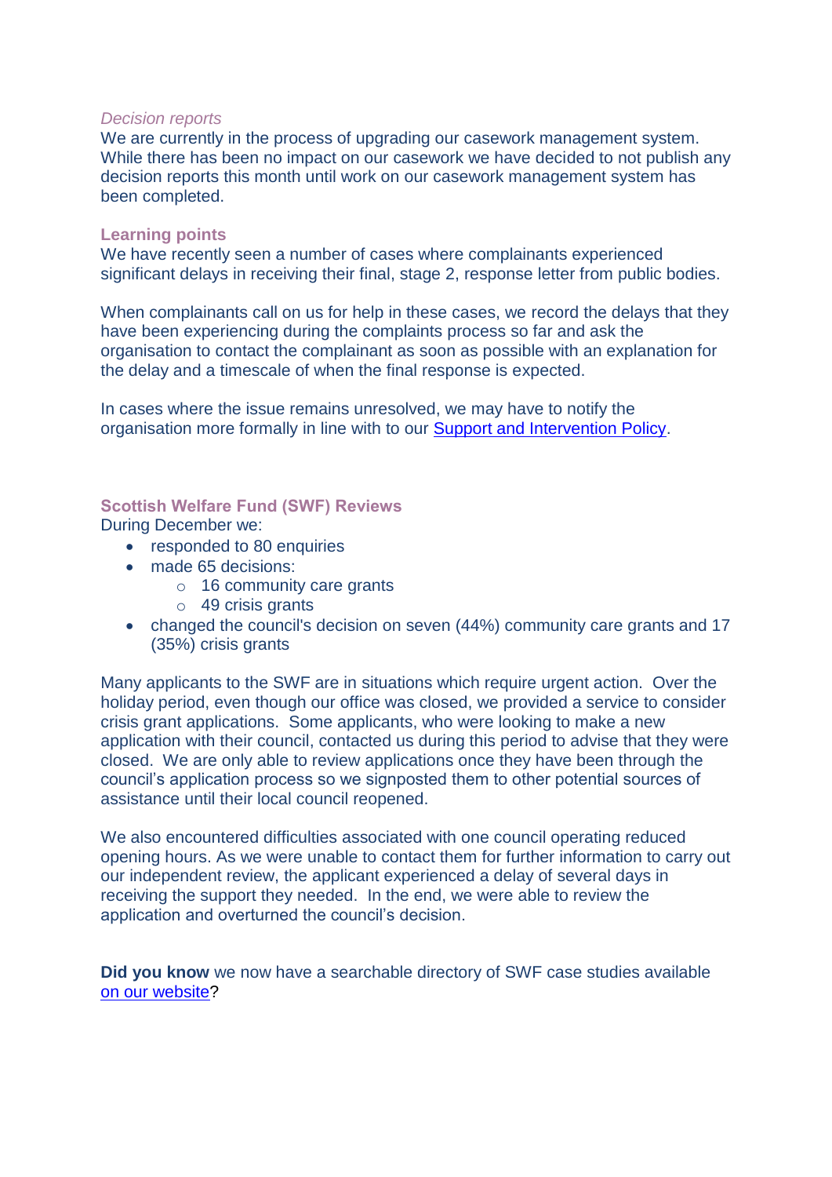### *Decision reports*

We are currently in the process of upgrading our casework management system. While there has been no impact on our casework we have decided to not publish any decision reports this month until work on our casework management system has been completed.

### Learning points

We have recently seen a number of cases where complainants experienced significant delays in receiving their final, stage 2, response letter from public bodies.

When complainants call on us for help in these cases, we record the delays that they have been experiencing during the complaints process so far and ask the organisation to contact the complainant as soon as possible with an explanation for the delay and a timescale of when the final response is expected.

In cases where the issue remains unresolved, we may have to notify the organisation more formally in line with to our Support and Intervention Policy.

### Scottish Welfare Fund (SWF) Reviews

During December we:

- responded to 80 enquiries
- made 65 decisions:
    - 16 community care grants
    - 49 crisis grants
- changed the council's decision on seven (44%) community care grants and 17 (35%) crisis grants

Many applicants to the SWF are in situations which require urgent action. Over the holiday period, even though our office was closed, we provided a service to consider crisis grant applications. Some applicants, who were looking to make a new application with their council, contacted us during this period to advise that they were closed. We are only able to review applications once they have been through the council's application process so we signposted them to other potential sources of assistance until their local council reopened.

We also encountered difficulties associated with one council operating reduced opening hours. As we were unable to contact them for further information to carry out our independent review, the applicant experienced a delay of several days in receiving the support they needed. In the end, we were able to review the application and overturned the council's decision.

**Did you know** we now have a searchable directory of SWF case studies available on our website?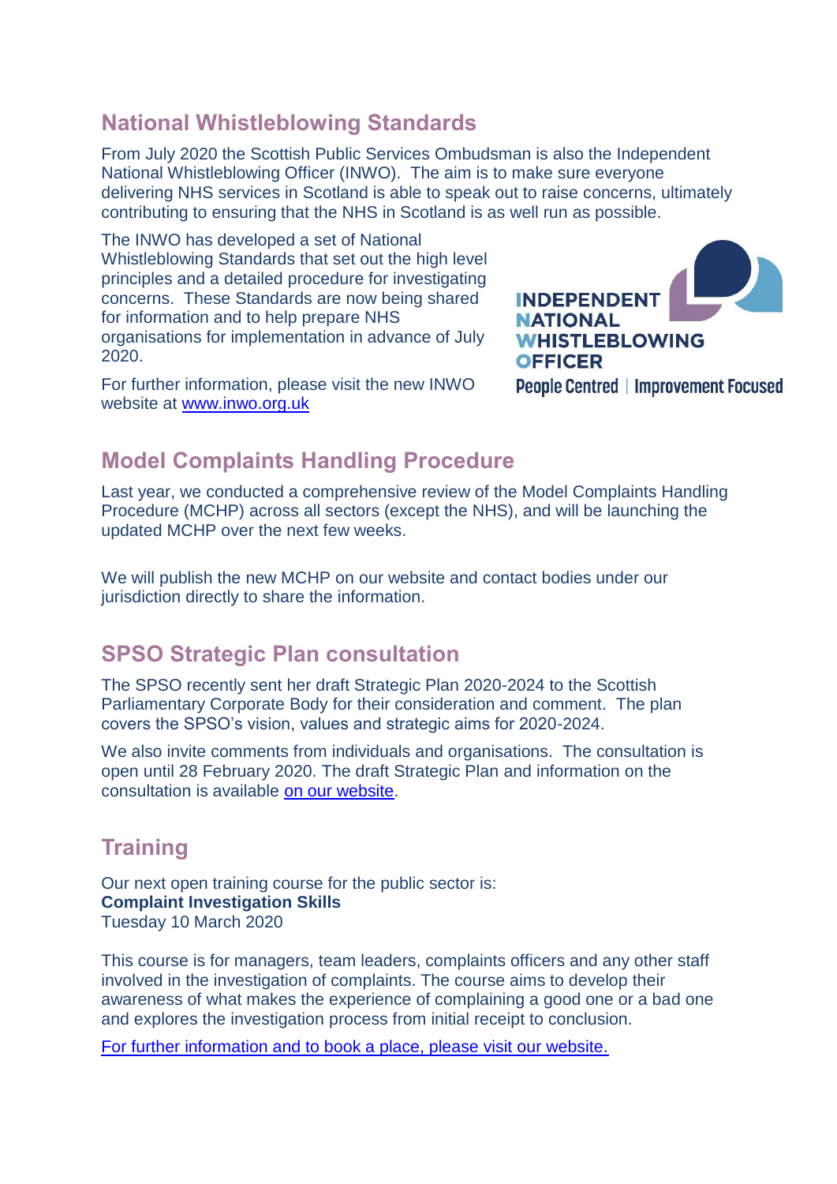## National Whistleblowing Standards

From July 2020 the Scottish Public Services Ombudsman is also the Independent National Whistleblowing Officer (INWO). The aim is to make sure everyone delivering NHS services in Scotland is able to speak out to raise concerns, ultimately contributing to ensuring that the NHS in Scotland is as well run as possible.

The INWO has developed a set of National Whistleblowing Standards that set out the high level principles and a detailed procedure for investigating concerns. These Standards are now being shared for information and to help prepare NHS organisations for implementation in advance of July 2020.

For further information, please visit the new INWO website at [www.inwo.org.uk](http://www.inwo.org.uk)

INDEPENDENT NATIONAL WHISTLEBLOWING OFFICER

People Centred | Improvement Focused

## Model Complaints Handling Procedure

Last year, we conducted a comprehensive review of the Model Complaints Handling Procedure (MCHP) across all sectors (except the NHS), and will be launching the updated MCHP over the next few weeks.

We will publish the new MCHP on our website and contact bodies under our jurisdiction directly to share the information.

## SPSO Strategic Plan consultation

The SPSO recently sent her draft Strategic Plan 2020-2024 to the Scottish Parliamentary Corporate Body for their consideration and comment. The plan covers the SPSO's vision, values and strategic aims for 2020-2024.

We also invite comments from individuals and organisations. The consultation is open until 28 February 2020. The draft Strategic Plan and information on the consultation is available on our website.

## Training

Our next open training course for the public sector is:
**Complaint Investigation Skills**
Tuesday 10 March 2020

This course is for managers, team leaders, complaints officers and any other staff involved in the investigation of complaints. The course aims to develop their awareness of what makes the experience of complaining a good one or a bad one and explores the investigation process from initial receipt to conclusion.

For further information and to book a place, please visit our website.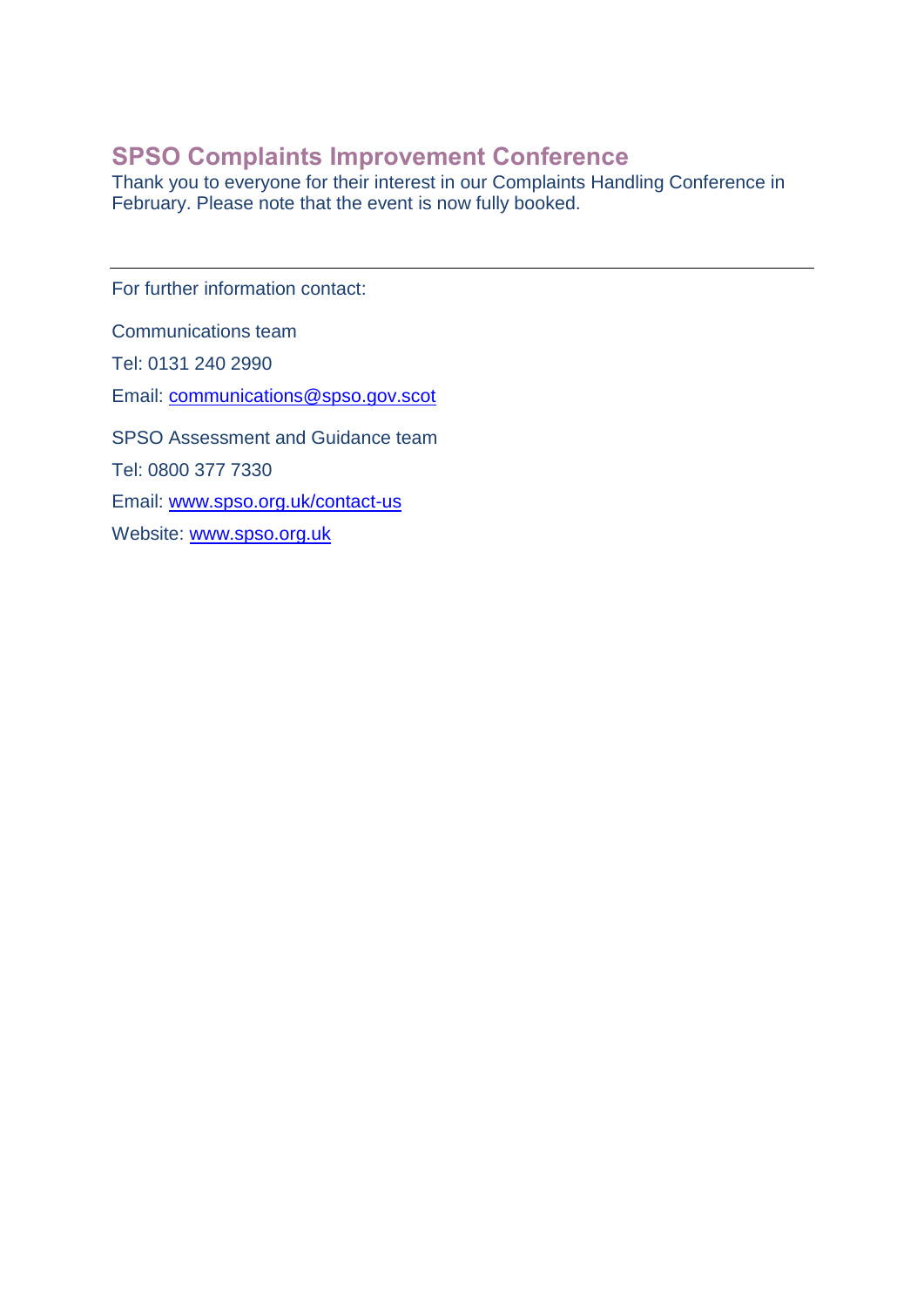## SPSO Complaints Improvement Conference

Thank you to everyone for their interest in our Complaints Handling Conference in February. Please note that the event is now fully booked.

---

For further information contact:

Communications team

Tel: 0131 240 2990

Email: communications@spso.gov.scot

SPSO Assessment and Guidance team

Tel: 0800 377 7330

Email: www.spso.org.uk/contact-us

Website: www.spso.org.uk